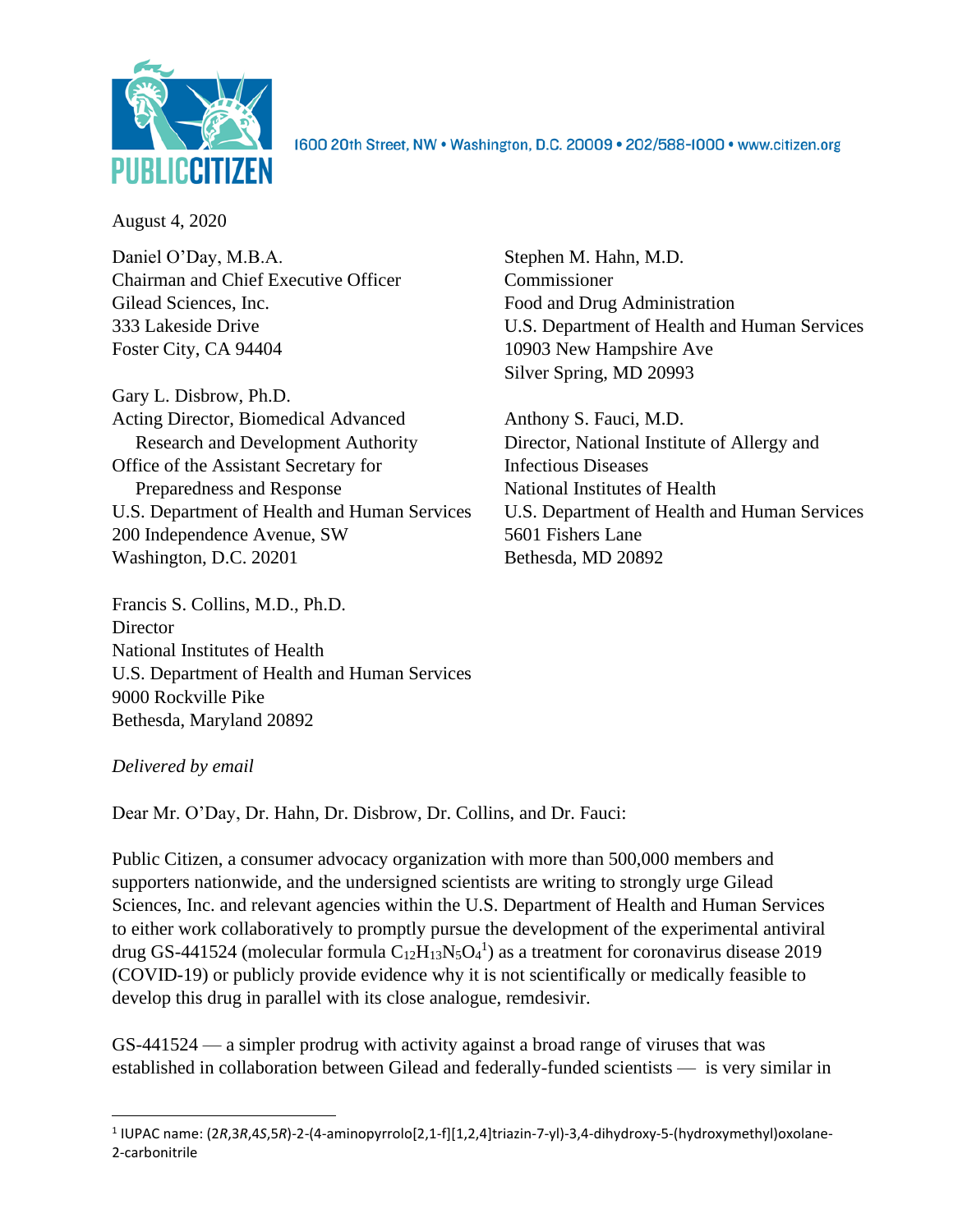PUBLIC CITIZEN

1600 20th Street, NW • Washington, D.C. 20009 • 202/588-1000 • www.citizen.org

August 4, 2020

Daniel O'Day, M.B.A.
Chairman and Chief Executive Officer
Gilead Sciences, Inc.
333 Lakeside Drive
Foster City, CA 94404

Stephen M. Hahn, M.D.
Commissioner
Food and Drug Administration
U.S. Department of Health and Human Services
10903 New Hampshire Ave
Silver Spring, MD 20993

Gary L. Disbrow, Ph.D.
Acting Director, Biomedical Advanced Research and Development Authority
Office of the Assistant Secretary for Preparedness and Response
U.S. Department of Health and Human Services
200 Independence Avenue, SW
Washington, D.C. 20201

Anthony S. Fauci, M.D.
Director, National Institute of Allergy and Infectious Diseases
National Institutes of Health
U.S. Department of Health and Human Services
5601 Fishers Lane
Bethesda, MD 20892

Francis S. Collins, M.D., Ph.D.
Director
National Institutes of Health
U.S. Department of Health and Human Services
9000 Rockville Pike
Bethesda, Maryland 20892

*Delivered by email*

Dear Mr. O'Day, Dr. Hahn, Dr. Disbrow, Dr. Collins, and Dr. Fauci:

Public Citizen, a consumer advocacy organization with more than 500,000 members and supporters nationwide, and the undersigned scientists are writing to strongly urge Gilead Sciences, Inc. and relevant agencies within the U.S. Department of Health and Human Services to either work collaboratively to promptly pursue the development of the experimental antiviral drug GS-441524 (molecular formula $C_{12}H_{13}N_5O_4$[1]) as a treatment for coronavirus disease 2019 (COVID-19) or publicly provide evidence why it is not scientifically or medically feasible to develop this drug in parallel with its close analogue, remdesivir.

GS-441524 — a simpler prodrug with activity against a broad range of viruses that was established in collaboration between Gilead and federally-funded scientists — is very similar in

[1] IUPAC name: (2*R*,3*R*,4*S*,5*R*)-2-(4-aminopyrrolo[2,1-f][1,2,4]triazin-7-yl)-3,4-dihydroxy-5-(hydroxymethyl)oxolane-2-carbonitrile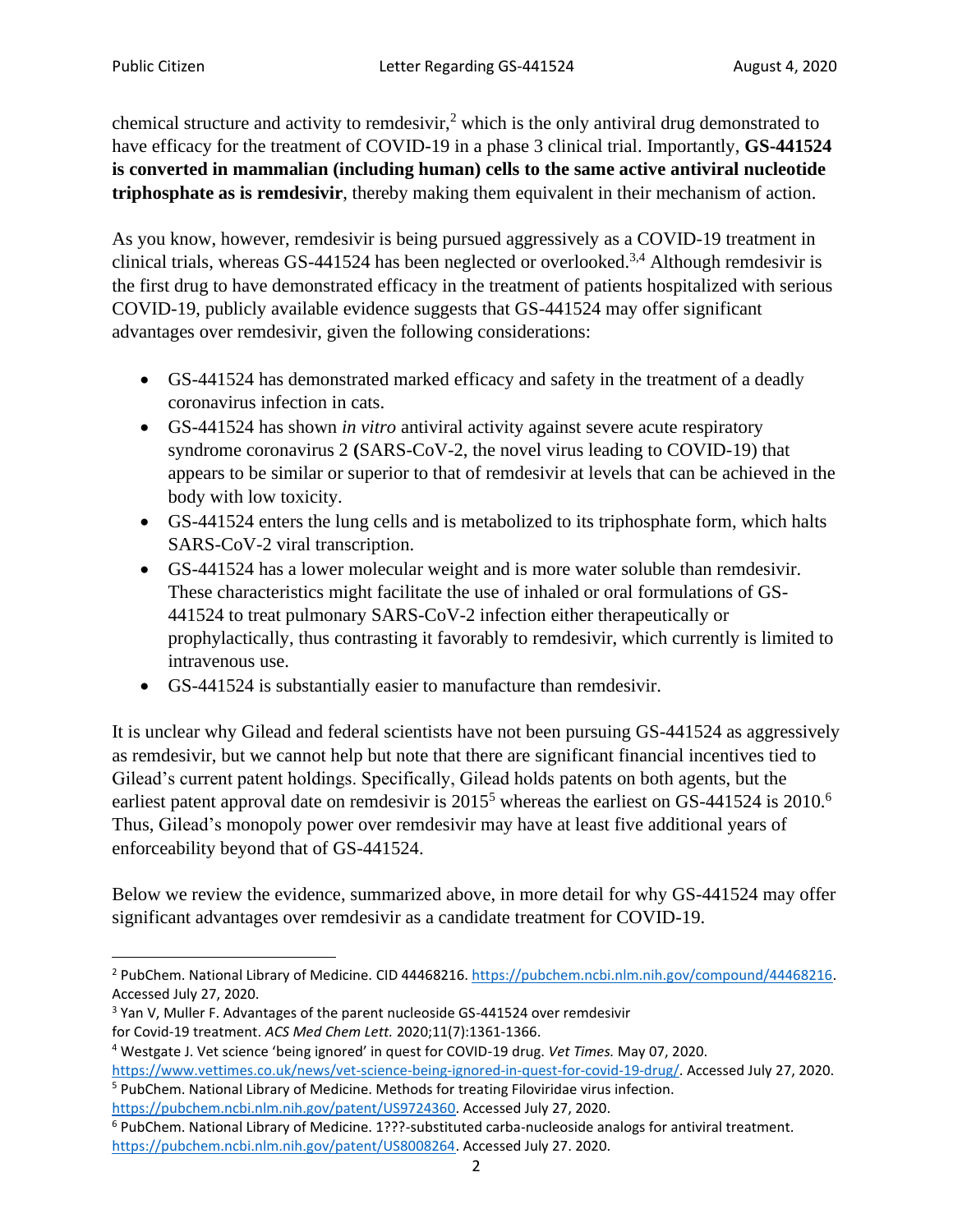chemical structure and activity to remdesivir,[2] which is the only antiviral drug demonstrated to have efficacy for the treatment of COVID-19 in a phase 3 clinical trial. Importantly, **GS-441524 is converted in mammalian (including human) cells to the same active antiviral nucleotide triphosphate as is remdesivir**, thereby making them equivalent in their mechanism of action.

As you know, however, remdesivir is being pursued aggressively as a COVID-19 treatment in clinical trials, whereas GS-441524 has been neglected or overlooked.[3,4] Although remdesivir is the first drug to have demonstrated efficacy in the treatment of patients hospitalized with serious COVID-19, publicly available evidence suggests that GS-441524 may offer significant advantages over remdesivir, given the following considerations:

- GS-441524 has demonstrated marked efficacy and safety in the treatment of a deadly coronavirus infection in cats.
- GS-441524 has shown *in vitro* antiviral activity against severe acute respiratory syndrome coronavirus 2 **(**SARS-CoV-2, the novel virus leading to COVID-19) that appears to be similar or superior to that of remdesivir at levels that can be achieved in the body with low toxicity.
- GS-441524 enters the lung cells and is metabolized to its triphosphate form, which halts SARS-CoV-2 viral transcription.
- GS-441524 has a lower molecular weight and is more water soluble than remdesivir. These characteristics might facilitate the use of inhaled or oral formulations of GS-441524 to treat pulmonary SARS-CoV-2 infection either therapeutically or prophylactically, thus contrasting it favorably to remdesivir, which currently is limited to intravenous use.
- GS-441524 is substantially easier to manufacture than remdesivir.

It is unclear why Gilead and federal scientists have not been pursuing GS-441524 as aggressively as remdesivir, but we cannot help but note that there are significant financial incentives tied to Gilead's current patent holdings. Specifically, Gilead holds patents on both agents, but the earliest patent approval date on remdesivir is 2015[5] whereas the earliest on GS-441524 is 2010.[6] Thus, Gilead's monopoly power over remdesivir may have at least five additional years of enforceability beyond that of GS-441524.

Below we review the evidence, summarized above, in more detail for why GS-441524 may offer significant advantages over remdesivir as a candidate treatment for COVID-19.

---

[2] PubChem. National Library of Medicine. CID 44468216. https://pubchem.ncbi.nlm.nih.gov/compound/44468216. Accessed July 27, 2020.

[3] Yan V, Muller F. Advantages of the parent nucleoside GS-441524 over remdesivir for Covid-19 treatment. *ACS Med Chem Lett.* 2020;11(7):1361-1366.

[4] Westgate J. Vet science 'being ignored' in quest for COVID-19 drug. *Vet Times.* May 07, 2020. https://www.vettimes.co.uk/news/vet-science-being-ignored-in-quest-for-covid-19-drug/. Accessed July 27, 2020.

[5] PubChem. National Library of Medicine. Methods for treating Filoviridae virus infection. https://pubchem.ncbi.nlm.nih.gov/patent/US9724360. Accessed July 27, 2020.

[6] PubChem. National Library of Medicine. 1???-substituted carba-nucleoside analogs for antiviral treatment. https://pubchem.ncbi.nlm.nih.gov/patent/US8008264. Accessed July 27. 2020.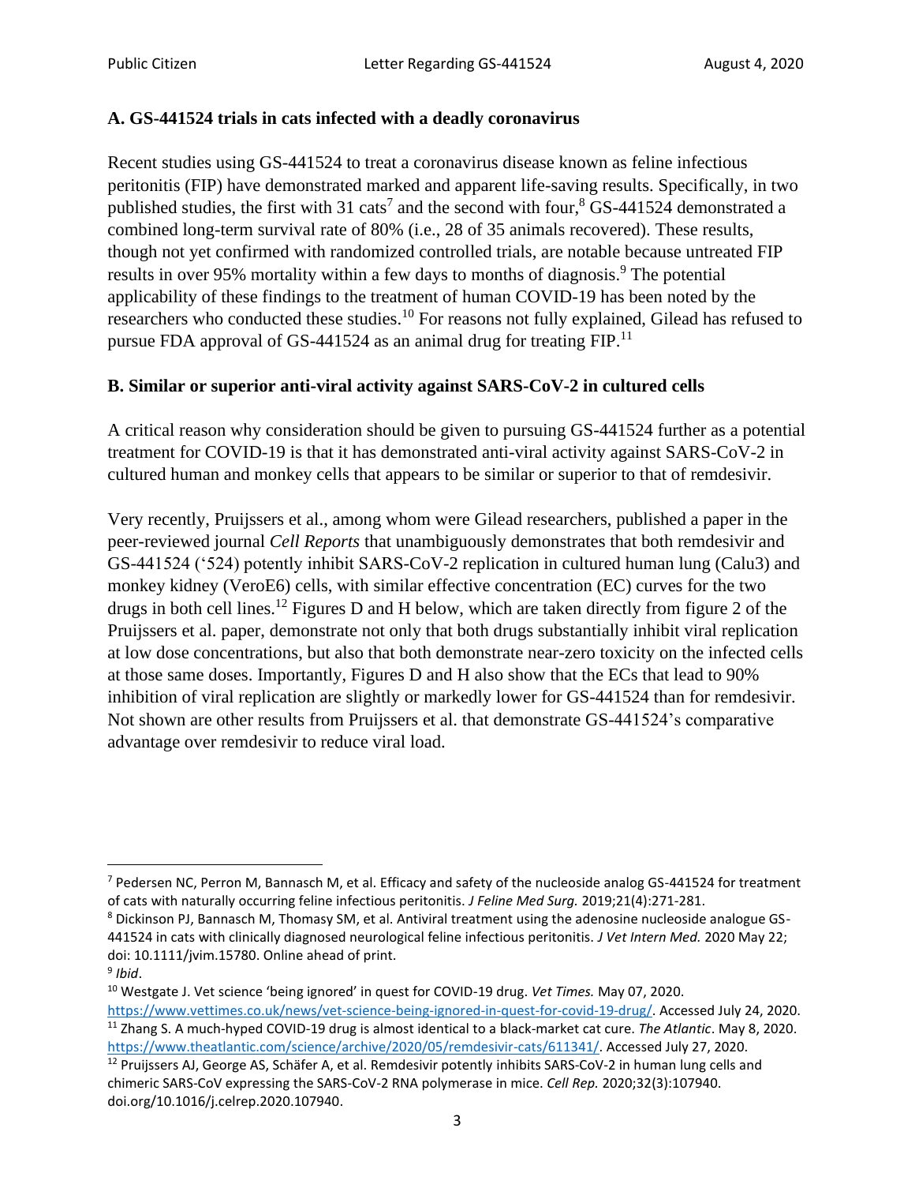### A. GS-441524 trials in cats infected with a deadly coronavirus

Recent studies using GS-441524 to treat a coronavirus disease known as feline infectious peritonitis (FIP) have demonstrated marked and apparent life-saving results. Specifically, in two published studies, the first with 31 cats[7] and the second with four,[8] GS-441524 demonstrated a combined long-term survival rate of 80% (i.e., 28 of 35 animals recovered). These results, though not yet confirmed with randomized controlled trials, are notable because untreated FIP results in over 95% mortality within a few days to months of diagnosis.[9] The potential applicability of these findings to the treatment of human COVID-19 has been noted by the researchers who conducted these studies.[10] For reasons not fully explained, Gilead has refused to pursue FDA approval of GS-441524 as an animal drug for treating FIP.[11]

### B. Similar or superior anti-viral activity against SARS-CoV-2 in cultured cells

A critical reason why consideration should be given to pursuing GS-441524 further as a potential treatment for COVID-19 is that it has demonstrated anti-viral activity against SARS-CoV-2 in cultured human and monkey cells that appears to be similar or superior to that of remdesivir.

Very recently, Pruijssers et al., among whom were Gilead researchers, published a paper in the peer-reviewed journal *Cell Reports* that unambiguously demonstrates that both remdesivir and GS-441524 ('524) potently inhibit SARS-CoV-2 replication in cultured human lung (Calu3) and monkey kidney (VeroE6) cells, with similar effective concentration (EC) curves for the two drugs in both cell lines.[12] Figures D and H below, which are taken directly from figure 2 of the Pruijssers et al. paper, demonstrate not only that both drugs substantially inhibit viral replication at low dose concentrations, but also that both demonstrate near-zero toxicity on the infected cells at those same doses. Importantly, Figures D and H also show that the ECs that lead to 90% inhibition of viral replication are slightly or markedly lower for GS-441524 than for remdesivir. Not shown are other results from Pruijssers et al. that demonstrate GS-441524's comparative advantage over remdesivir to reduce viral load.

---

[7] Pedersen NC, Perron M, Bannasch M, et al. Efficacy and safety of the nucleoside analog GS-441524 for treatment of cats with naturally occurring feline infectious peritonitis. *J Feline Med Surg.* 2019;21(4):271-281.

[8] Dickinson PJ, Bannasch M, Thomasy SM, et al. Antiviral treatment using the adenosine nucleoside analogue GS-441524 in cats with clinically diagnosed neurological feline infectious peritonitis. *J Vet Intern Med.* 2020 May 22; doi: 10.1111/jvim.15780. Online ahead of print.

[9] *Ibid*.

[10] Westgate J. Vet science 'being ignored' in quest for COVID-19 drug. *Vet Times.* May 07, 2020. https://www.vettimes.co.uk/news/vet-science-being-ignored-in-quest-for-covid-19-drug/. Accessed July 24, 2020.

[11] Zhang S. A much-hyped COVID-19 drug is almost identical to a black-market cat cure. *The Atlantic*. May 8, 2020. https://www.theatlantic.com/science/archive/2020/05/remdesivir-cats/611341/. Accessed July 27, 2020.

[12] Pruijssers AJ, George AS, Schäfer A, et al. Remdesivir potently inhibits SARS-CoV-2 in human lung cells and chimeric SARS-CoV expressing the SARS-CoV-2 RNA polymerase in mice. *Cell Rep.* 2020;32(3):107940. doi.org/10.1016/j.celrep.2020.107940.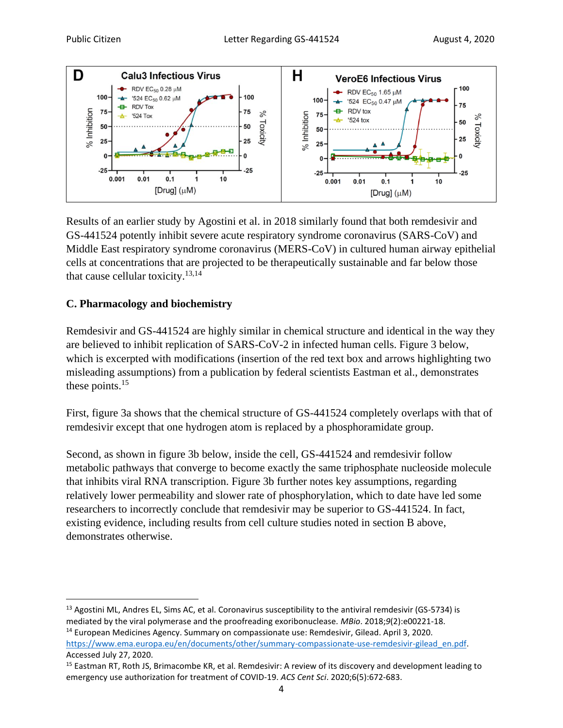Results of an earlier study by Agostini et al. in 2018 similarly found that both remdesivir and GS-441524 potently inhibit severe acute respiratory syndrome coronavirus (SARS-CoV) and Middle East respiratory syndrome coronavirus (MERS-CoV) in cultured human airway epithelial cells at concentrations that are projected to be therapeutically sustainable and far below those that cause cellular toxicity.[13,14]

### C. Pharmacology and biochemistry

Remdesivir and GS-441524 are highly similar in chemical structure and identical in the way they are believed to inhibit replication of SARS-CoV-2 in infected human cells. Figure 3 below, which is excerpted with modifications (insertion of the red text box and arrows highlighting two misleading assumptions) from a publication by federal scientists Eastman et al., demonstrates these points.[15]

First, figure 3a shows that the chemical structure of GS-441524 completely overlaps with that of remdesivir except that one hydrogen atom is replaced by a phosphoramidate group.

Second, as shown in figure 3b below, inside the cell, GS-441524 and remdesivir follow metabolic pathways that converge to become exactly the same triphosphate nucleoside molecule that inhibits viral RNA transcription. Figure 3b further notes key assumptions, regarding relatively lower permeability and slower rate of phosphorylation, which to date have led some researchers to incorrectly conclude that remdesivir may be superior to GS-441524. In fact, existing evidence, including results from cell culture studies noted in section B above, demonstrates otherwise.

---

[13] Agostini ML, Andres EL, Sims AC, et al. Coronavirus susceptibility to the antiviral remdesivir (GS-5734) is mediated by the viral polymerase and the proofreading exoribonuclease. *MBio*. 2018;*9*(2):e00221-18.

[14] European Medicines Agency. Summary on compassionate use: Remdesivir, Gilead. April 3, 2020. https://www.ema.europa.eu/en/documents/other/summary-compassionate-use-remdesivir-gilead_en.pdf. Accessed July 27, 2020.

[15] Eastman RT, Roth JS, Brimacombe KR, et al. Remdesivir: A review of its discovery and development leading to emergency use authorization for treatment of COVID-19. *ACS Cent Sci*. 2020;6(5):672-683.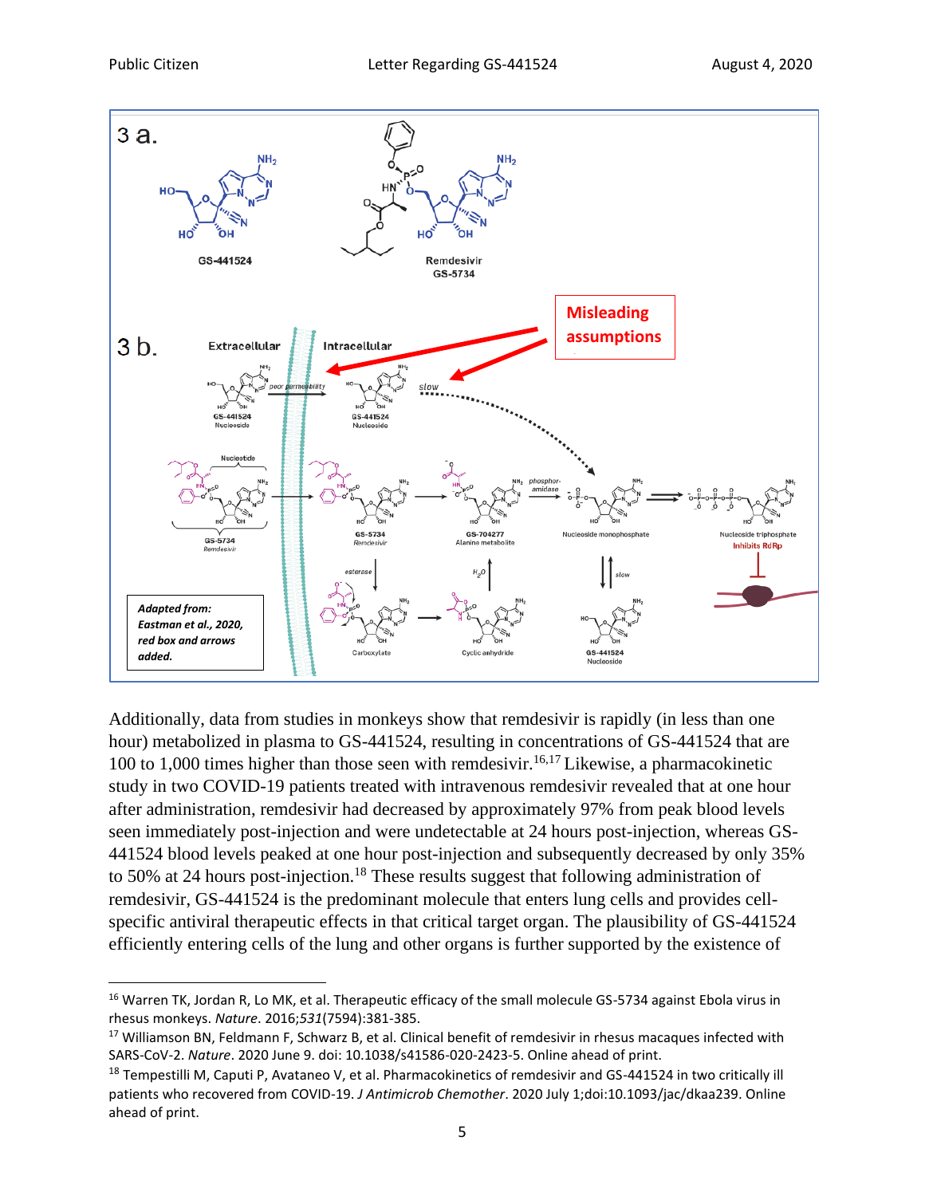3 a.

GS-441524

Remdesivir
GS-5734

3 b.

Misleading assumptions

Extracellular

Intracellular

GS-441524 Nucleoside

poor permeability

GS-441524 Nucleoside

slow

Nucleotide

GS-5734 Remdesivir

GS-5734 Remdesivir

GS-704277 Alanine metabolite

phosphoramidase

Nucleoside monophosphate

Nucleoside triphosphate
Inhibits RdRp

esterase

$H_2O$

slow

Carboxylate

Cyclic anhydride

GS-441524 Nucleoside

*Adapted from: Eastman et al., 2020, red box and arrows added.*

Additionally, data from studies in monkeys show that remdesivir is rapidly (in less than one hour) metabolized in plasma to GS-441524, resulting in concentrations of GS-441524 that are 100 to 1,000 times higher than those seen with remdesivir.[16,17] Likewise, a pharmacokinetic study in two COVID-19 patients treated with intravenous remdesivir revealed that at one hour after administration, remdesivir had decreased by approximately 97% from peak blood levels seen immediately post-injection and were undetectable at 24 hours post-injection, whereas GS-441524 blood levels peaked at one hour post-injection and subsequently decreased by only 35% to 50% at 24 hours post-injection.[18] These results suggest that following administration of remdesivir, GS-441524 is the predominant molecule that enters lung cells and provides cell-specific antiviral therapeutic effects in that critical target organ. The plausibility of GS-441524 efficiently entering cells of the lung and other organs is further supported by the existence of

---

[16] Warren TK, Jordan R, Lo MK, et al. Therapeutic efficacy of the small molecule GS-5734 against Ebola virus in rhesus monkeys. *Nature*. 2016;*531*(7594):381-385.

[17] Williamson BN, Feldmann F, Schwarz B, et al. Clinical benefit of remdesivir in rhesus macaques infected with SARS-CoV-2. *Nature*. 2020 June 9. doi: 10.1038/s41586-020-2423-5. Online ahead of print.

[18] Tempestilli M, Caputi P, Avataneo V, et al. Pharmacokinetics of remdesivir and GS-441524 in two critically ill patients who recovered from COVID-19. *J Antimicrob Chemother*. 2020 July 1;doi:10.1093/jac/dkaa239. Online ahead of print.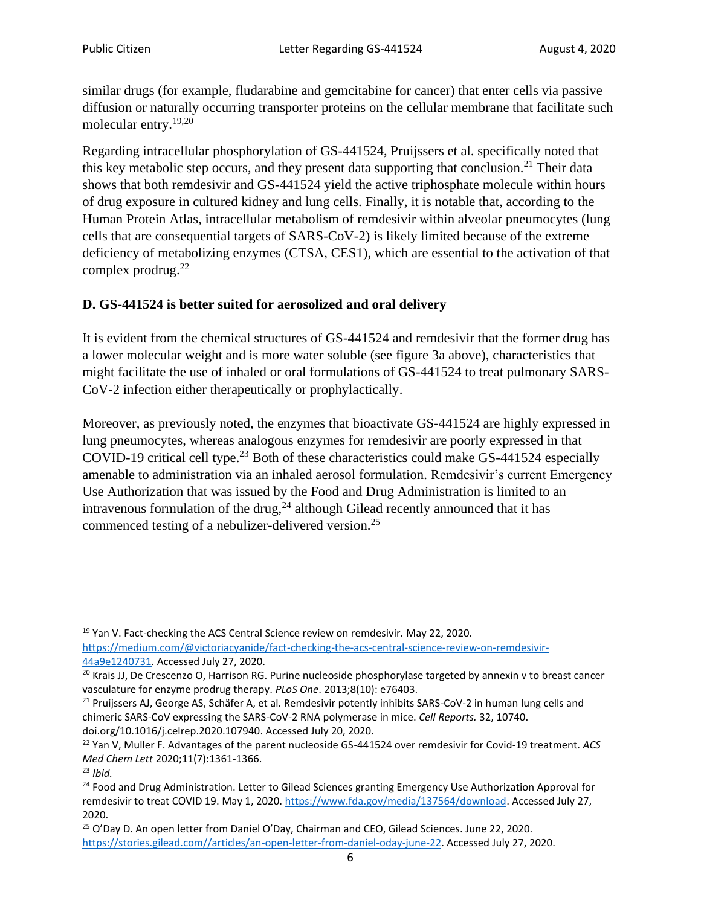similar drugs (for example, fludarabine and gemcitabine for cancer) that enter cells via passive diffusion or naturally occurring transporter proteins on the cellular membrane that facilitate such molecular entry.[19,20]

Regarding intracellular phosphorylation of GS-441524, Pruijssers et al. specifically noted that this key metabolic step occurs, and they present data supporting that conclusion.[21] Their data shows that both remdesivir and GS-441524 yield the active triphosphate molecule within hours of drug exposure in cultured kidney and lung cells. Finally, it is notable that, according to the Human Protein Atlas, intracellular metabolism of remdesivir within alveolar pneumocytes (lung cells that are consequential targets of SARS-CoV-2) is likely limited because of the extreme deficiency of metabolizing enzymes (CTSA, CES1), which are essential to the activation of that complex prodrug.[22]

### D. GS-441524 is better suited for aerosolized and oral delivery

It is evident from the chemical structures of GS-441524 and remdesivir that the former drug has a lower molecular weight and is more water soluble (see figure 3a above), characteristics that might facilitate the use of inhaled or oral formulations of GS-441524 to treat pulmonary SARS-CoV-2 infection either therapeutically or prophylactically.

Moreover, as previously noted, the enzymes that bioactivate GS-441524 are highly expressed in lung pneumocytes, whereas analogous enzymes for remdesivir are poorly expressed in that COVID-19 critical cell type.[23] Both of these characteristics could make GS-441524 especially amenable to administration via an inhaled aerosol formulation. Remdesivir's current Emergency Use Authorization that was issued by the Food and Drug Administration is limited to an intravenous formulation of the drug,[24] although Gilead recently announced that it has commenced testing of a nebulizer-delivered version.[25]

---

[19] Yan V. Fact-checking the ACS Central Science review on remdesivir. May 22, 2020. https://medium.com/@victoriacyanide/fact-checking-the-acs-central-science-review-on-remdesivir-44a9e1240731. Accessed July 27, 2020.

[20] Krais JJ, De Crescenzo O, Harrison RG. Purine nucleoside phosphorylase targeted by annexin v to breast cancer vasculature for enzyme prodrug therapy. *PLoS One*. 2013;8(10): e76403.

[21] Pruijssers AJ, George AS, Schäfer A, et al. Remdesivir potently inhibits SARS-CoV-2 in human lung cells and chimeric SARS-CoV expressing the SARS-CoV-2 RNA polymerase in mice. *Cell Reports.* 32, 10740. doi.org/10.1016/j.celrep.2020.107940. Accessed July 20, 2020.

[22] Yan V, Muller F. Advantages of the parent nucleoside GS-441524 over remdesivir for Covid-19 treatment. *ACS Med Chem Lett* 2020;11(7):1361-1366.

[23] *Ibid.*

[24] Food and Drug Administration. Letter to Gilead Sciences granting Emergency Use Authorization Approval for remdesivir to treat COVID 19. May 1, 2020. https://www.fda.gov/media/137564/download. Accessed July 27, 2020.

[25] O'Day D. An open letter from Daniel O'Day, Chairman and CEO, Gilead Sciences. June 22, 2020. https://stories.gilead.com//articles/an-open-letter-from-daniel-oday-june-22. Accessed July 27, 2020.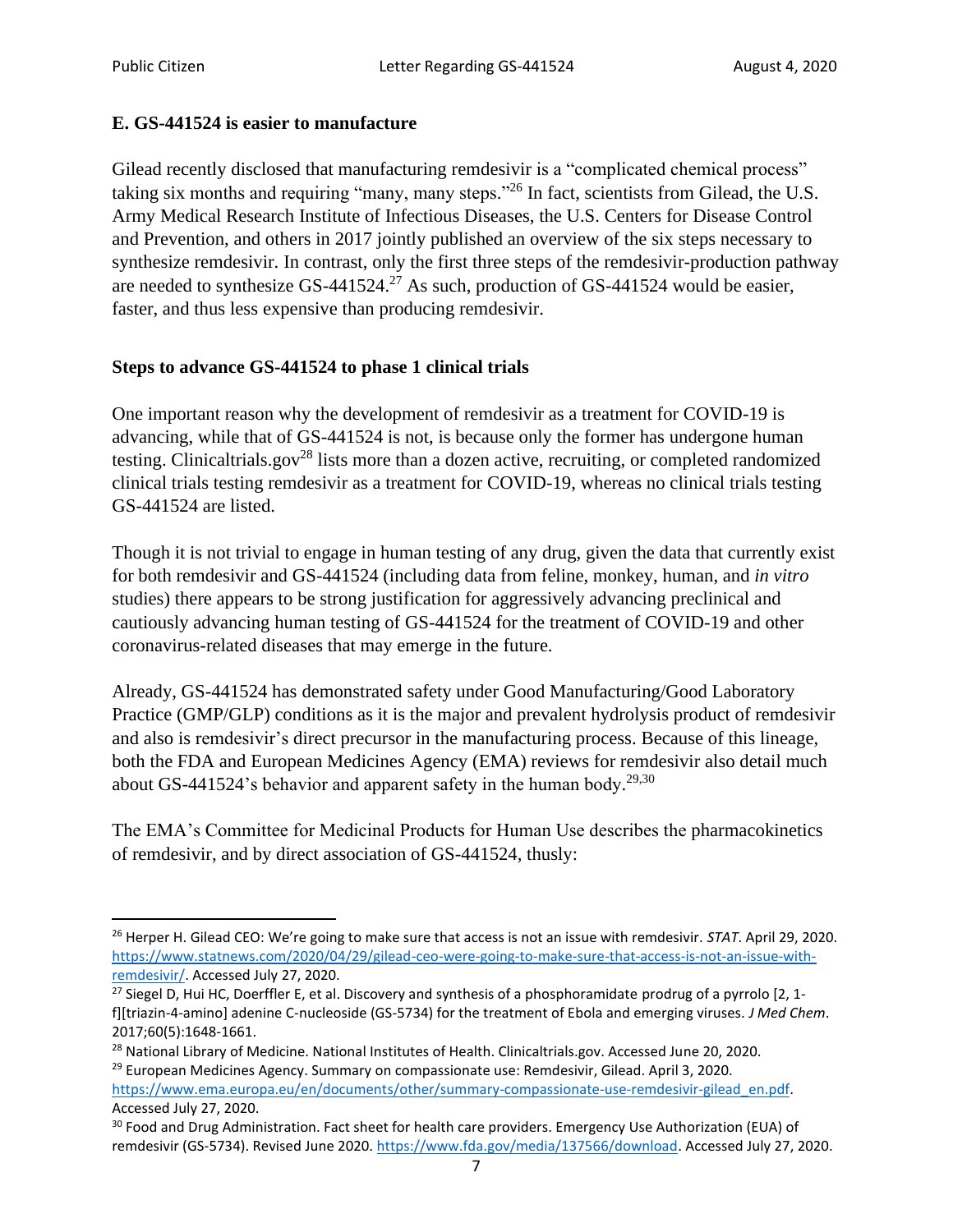### E. GS-441524 is easier to manufacture

Gilead recently disclosed that manufacturing remdesivir is a "complicated chemical process" taking six months and requiring "many, many steps."[26] In fact, scientists from Gilead, the U.S. Army Medical Research Institute of Infectious Diseases, the U.S. Centers for Disease Control and Prevention, and others in 2017 jointly published an overview of the six steps necessary to synthesize remdesivir. In contrast, only the first three steps of the remdesivir-production pathway are needed to synthesize GS-441524.[27] As such, production of GS-441524 would be easier, faster, and thus less expensive than producing remdesivir.

### Steps to advance GS-441524 to phase 1 clinical trials

One important reason why the development of remdesivir as a treatment for COVID-19 is advancing, while that of GS-441524 is not, is because only the former has undergone human testing. Clinicaltrials.gov[28] lists more than a dozen active, recruiting, or completed randomized clinical trials testing remdesivir as a treatment for COVID-19, whereas no clinical trials testing GS-441524 are listed.

Though it is not trivial to engage in human testing of any drug, given the data that currently exist for both remdesivir and GS-441524 (including data from feline, monkey, human, and *in vitro* studies) there appears to be strong justification for aggressively advancing preclinical and cautiously advancing human testing of GS-441524 for the treatment of COVID-19 and other coronavirus-related diseases that may emerge in the future.

Already, GS-441524 has demonstrated safety under Good Manufacturing/Good Laboratory Practice (GMP/GLP) conditions as it is the major and prevalent hydrolysis product of remdesivir and also is remdesivir's direct precursor in the manufacturing process. Because of this lineage, both the FDA and European Medicines Agency (EMA) reviews for remdesivir also detail much about GS-441524's behavior and apparent safety in the human body.[29,30]

The EMA's Committee for Medicinal Products for Human Use describes the pharmacokinetics of remdesivir, and by direct association of GS-441524, thusly:

---

[26] Herper H. Gilead CEO: We're going to make sure that access is not an issue with remdesivir. *STAT*. April 29, 2020. https://www.statnews.com/2020/04/29/gilead-ceo-were-going-to-make-sure-that-access-is-not-an-issue-with-remdesivir/. Accessed July 27, 2020.

[27] Siegel D, Hui HC, Doerffler E, et al. Discovery and synthesis of a phosphoramidate prodrug of a pyrrolo [2, 1-f][triazin-4-amino] adenine C-nucleoside (GS-5734) for the treatment of Ebola and emerging viruses. *J Med Chem*. 2017;60(5):1648-1661.

[28] National Library of Medicine. National Institutes of Health. Clinicaltrials.gov. Accessed June 20, 2020.

[29] European Medicines Agency. Summary on compassionate use: Remdesivir, Gilead. April 3, 2020. https://www.ema.europa.eu/en/documents/other/summary-compassionate-use-remdesivir-gilead_en.pdf. Accessed July 27, 2020.

[30] Food and Drug Administration. Fact sheet for health care providers. Emergency Use Authorization (EUA) of remdesivir (GS-5734). Revised June 2020. https://www.fda.gov/media/137566/download. Accessed July 27, 2020.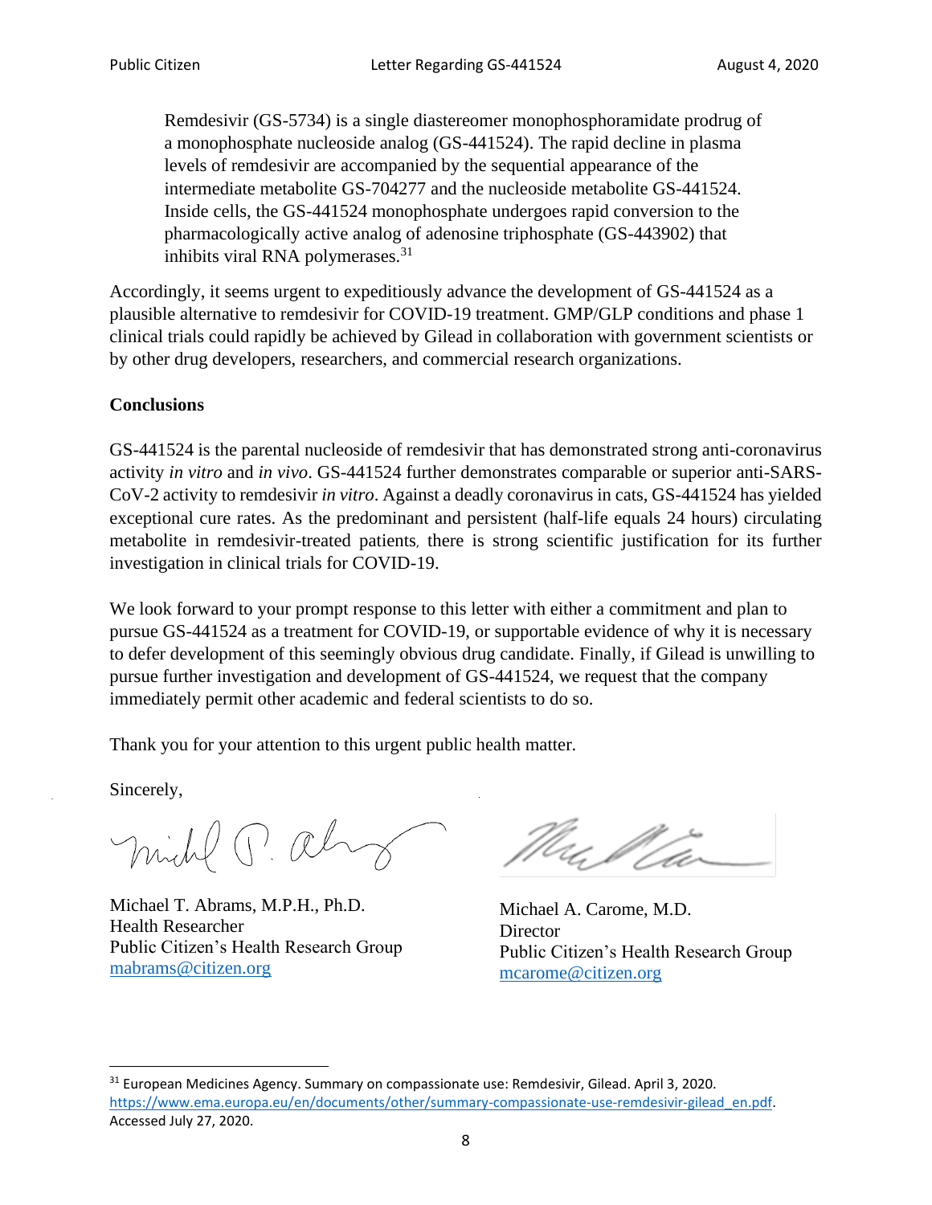> Remdesivir (GS-5734) is a single diastereomer monophosphoramidate prodrug of a monophosphate nucleoside analog (GS-441524). The rapid decline in plasma levels of remdesivir are accompanied by the sequential appearance of the intermediate metabolite GS-704277 and the nucleoside metabolite GS-441524. Inside cells, the GS-441524 monophosphate undergoes rapid conversion to the pharmacologically active analog of adenosine triphosphate (GS-443902) that inhibits viral RNA polymerases.[31]

Accordingly, it seems urgent to expeditiously advance the development of GS-441524 as a plausible alternative to remdesivir for COVID-19 treatment. GMP/GLP conditions and phase 1 clinical trials could rapidly be achieved by Gilead in collaboration with government scientists or by other drug developers, researchers, and commercial research organizations.

**Conclusions**

GS-441524 is the parental nucleoside of remdesivir that has demonstrated strong anti-coronavirus activity *in vitro* and *in vivo*. GS-441524 further demonstrates comparable or superior anti-SARS-CoV-2 activity to remdesivir *in vitro*. Against a deadly coronavirus in cats, GS-441524 has yielded exceptional cure rates. As the predominant and persistent (half-life equals 24 hours) circulating metabolite in remdesivir-treated patients, there is strong scientific justification for its further investigation in clinical trials for COVID-19.

We look forward to your prompt response to this letter with either a commitment and plan to pursue GS-441524 as a treatment for COVID-19, or supportable evidence of why it is necessary to defer development of this seemingly obvious drug candidate. Finally, if Gilead is unwilling to pursue further investigation and development of GS-441524, we request that the company immediately permit other academic and federal scientists to do so.

Thank you for your attention to this urgent public health matter.

Sincerely,

Michael T. Abrams, M.P.H., Ph.D.
Health Researcher
Public Citizen's Health Research Group
mabrams@citizen.org

Michael A. Carome, M.D.
Director
Public Citizen's Health Research Group
mcarome@citizen.org

---

[31] European Medicines Agency. Summary on compassionate use: Remdesivir, Gilead. April 3, 2020. https://www.ema.europa.eu/en/documents/other/summary-compassionate-use-remdesivir-gilead_en.pdf. Accessed July 27, 2020.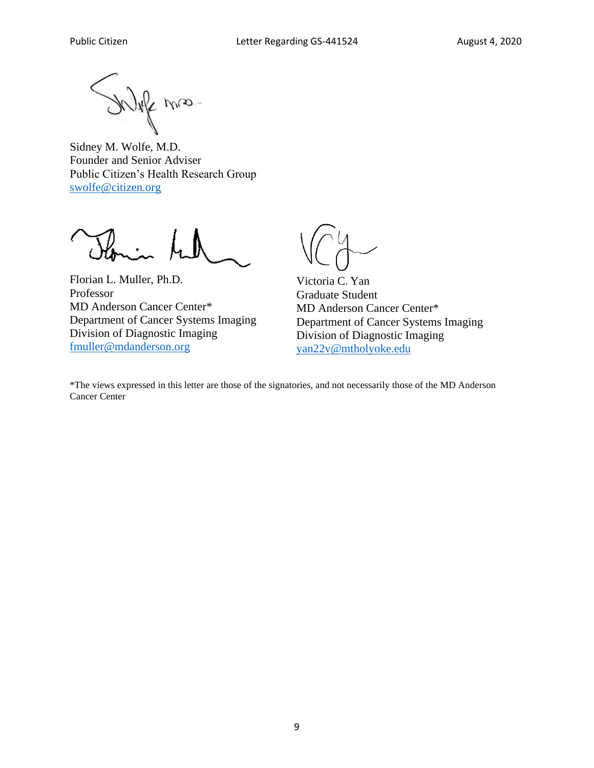Sidney M. Wolfe, M.D.
Founder and Senior Adviser
Public Citizen's Health Research Group
swolfe@citizen.org

Florian L. Muller, Ph.D.
Professor
MD Anderson Cancer Center*
Department of Cancer Systems Imaging
Division of Diagnostic Imaging
fmuller@mdanderson.org

Victoria C. Yan
Graduate Student
MD Anderson Cancer Center*
Department of Cancer Systems Imaging
Division of Diagnostic Imaging
yan22v@mtholyoke.edu

*The views expressed in this letter are those of the signatories, and not necessarily those of the MD Anderson Cancer Center